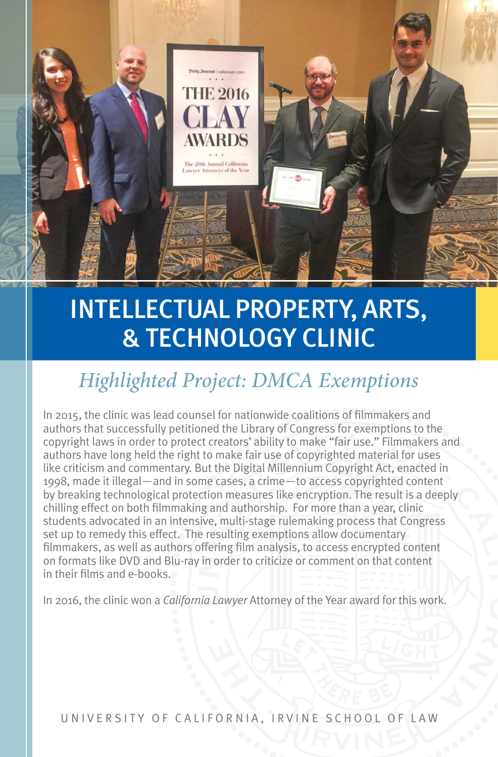# INTELLECTUAL PROPERTY, ARTS, & TECHNOLOGY CLINIC

## *Highlighted Project: DMCA Exemptions*

In 2015, the clinic was lead counsel for nationwide coalitions of filmmakers and authors that successfully petitioned the Library of Congress for exemptions to the copyright laws in order to protect creators' ability to make "fair use." Filmmakers and authors have long held the right to make fair use of copyrighted material for uses like criticism and commentary. But the Digital Millennium Copyright Act, enacted in 1998, made it illegal—and in some cases, a crime—to access copyrighted content by breaking technological protection measures like encryption. The result is a deeply chilling effect on both filmmaking and authorship. For more than a year, clinic students advocated in an intensive, multi-stage rulemaking process that Congress set up to remedy this effect. The resulting exemptions allow documentary filmmakers, as well as authors offering film analysis, to access encrypted content on formats like DVD and Blu-ray in order to criticize or comment on that content in their films and e-books.

In 2016, the clinic won a *California Lawyer* Attorney of the Year award for this work.

UNIVERSITY OF CALIFORNIA, IRVINE SCHOOL OF LAW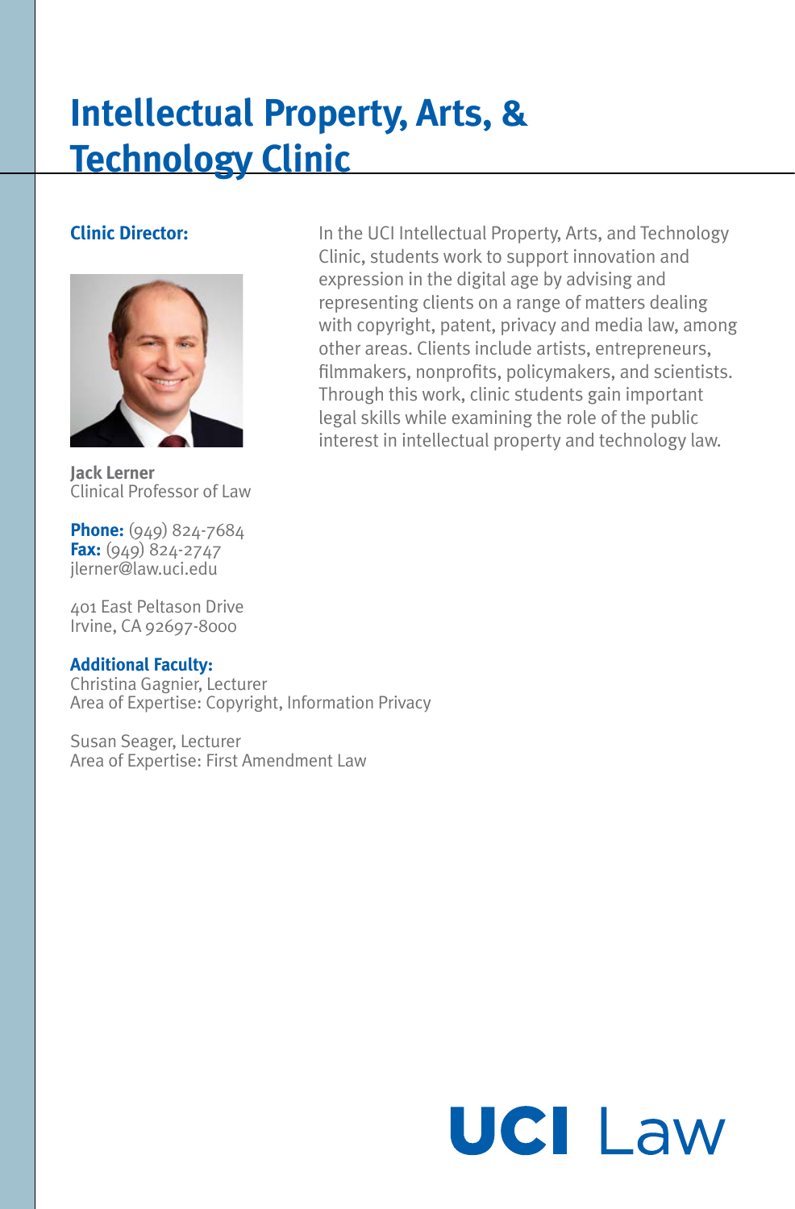# Intellectual Property, Arts, & Technology Clinic

**Clinic Director:**

**Jack Lerner**
Clinical Professor of Law

**Phone:** (949) 824-7684
**Fax:** (949) 824-2747
jlerner@law.uci.edu

401 East Peltason Drive
Irvine, CA 92697-8000

**Additional Faculty:**
Christina Gagnier, Lecturer
Area of Expertise: Copyright, Information Privacy

Susan Seager, Lecturer
Area of Expertise: First Amendment Law

In the UCI Intellectual Property, Arts, and Technology Clinic, students work to support innovation and expression in the digital age by advising and representing clients on a range of matters dealing with copyright, patent, privacy and media law, among other areas. Clients include artists, entrepreneurs, filmmakers, nonprofits, policymakers, and scientists. Through this work, clinic students gain important legal skills while examining the role of the public interest in intellectual property and technology law.

UCI Law